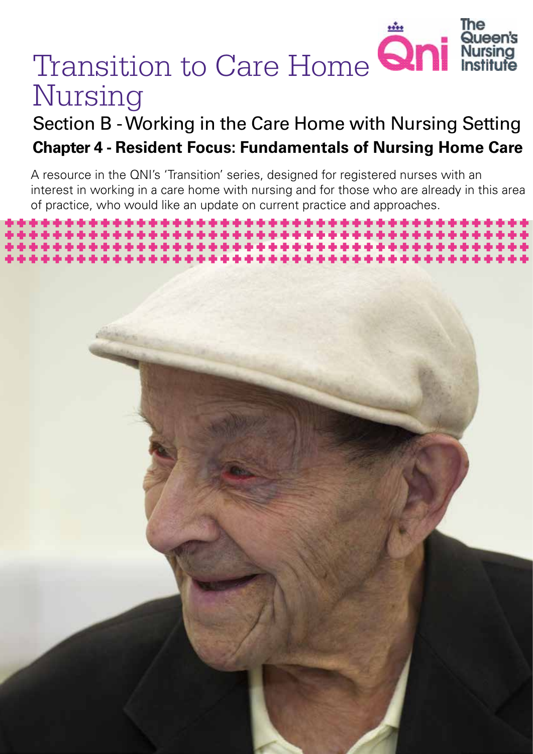# Transition to Care Home Nursing

The Queen's Nursing Institute

## Section B - Working in the Care Home with Nursing Setting

### Chapter 4 - Resident Focus: Fundamentals of Nursing Home Care

A resource in the QNI's 'Transition' series, designed for registered nurses with an interest in working in a care home with nursing and for those who are already in this area of practice, who would like an update on current practice and approaches.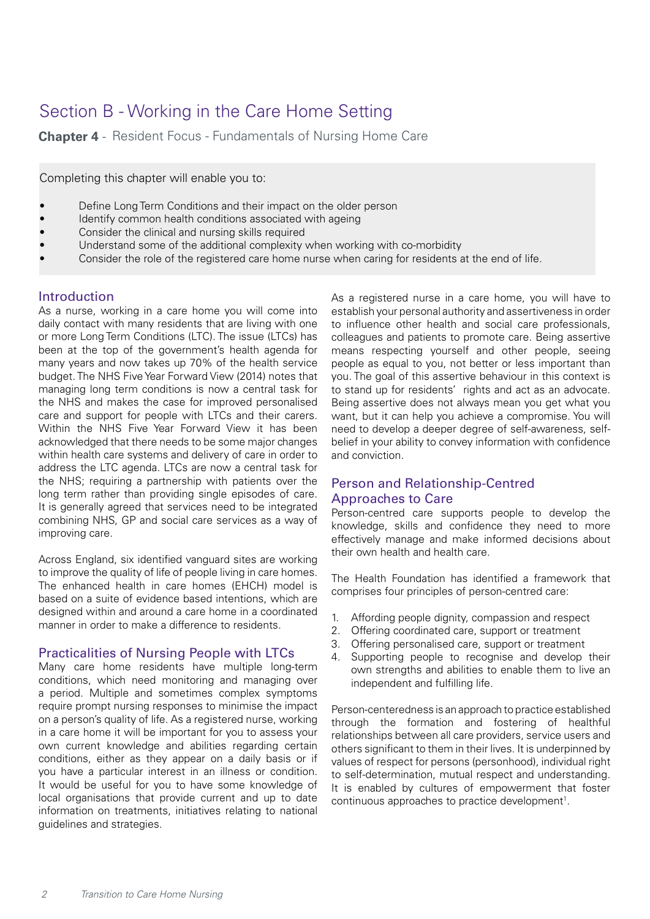# Section B - Working in the Care Home Setting

**Chapter 4** - Resident Focus - Fundamentals of Nursing Home Care

Completing this chapter will enable you to:

- Define Long Term Conditions and their impact on the older person
- Identify common health conditions associated with ageing
- Consider the clinical and nursing skills required
- Understand some of the additional complexity when working with co-morbidity
- Consider the role of the registered care home nurse when caring for residents at the end of life.

## Introduction

As a nurse, working in a care home you will come into daily contact with many residents that are living with one or more Long Term Conditions (LTC). The issue (LTCs) has been at the top of the government's health agenda for many years and now takes up 70% of the health service budget. The NHS Five Year Forward View (2014) notes that managing long term conditions is now a central task for the NHS and makes the case for improved personalised care and support for people with LTCs and their carers. Within the NHS Five Year Forward View it has been acknowledged that there needs to be some major changes within health care systems and delivery of care in order to address the LTC agenda. LTCs are now a central task for the NHS; requiring a partnership with patients over the long term rather than providing single episodes of care. It is generally agreed that services need to be integrated combining NHS, GP and social care services as a way of improving care.

Across England, six identified vanguard sites are working to improve the quality of life of people living in care homes. The enhanced health in care homes (EHCH) model is based on a suite of evidence based intentions, which are designed within and around a care home in a coordinated manner in order to make a difference to residents.

## Practicalities of Nursing People with LTCs

Many care home residents have multiple long-term conditions, which need monitoring and managing over a period. Multiple and sometimes complex symptoms require prompt nursing responses to minimise the impact on a person's quality of life. As a registered nurse, working in a care home it will be important for you to assess your own current knowledge and abilities regarding certain conditions, either as they appear on a daily basis or if you have a particular interest in an illness or condition. It would be useful for you to have some knowledge of local organisations that provide current and up to date information on treatments, initiatives relating to national guidelines and strategies.

As a registered nurse in a care home, you will have to establish your personal authority and assertiveness in order to influence other health and social care professionals, colleagues and patients to promote care. Being assertive means respecting yourself and other people, seeing people as equal to you, not better or less important than you. The goal of this assertive behaviour in this context is to stand up for residents' rights and act as an advocate. Being assertive does not always mean you get what you want, but it can help you achieve a compromise. You will need to develop a deeper degree of self-awareness, self-belief in your ability to convey information with confidence and conviction.

## Person and Relationship-Centred Approaches to Care

Person-centred care supports people to develop the knowledge, skills and confidence they need to more effectively manage and make informed decisions about their own health and health care.

The Health Foundation has identified a framework that comprises four principles of person-centred care:

1. Affording people dignity, compassion and respect
2. Offering coordinated care, support or treatment
3. Offering personalised care, support or treatment
4. Supporting people to recognise and develop their own strengths and abilities to enable them to live an independent and fulfilling life.

Person-centeredness is an approach to practice established through the formation and fostering of healthful relationships between all care providers, service users and others significant to them in their lives. It is underpinned by values of respect for persons (personhood), individual right to self-determination, mutual respect and understanding. It is enabled by cultures of empowerment that foster continuous approaches to practice development[1].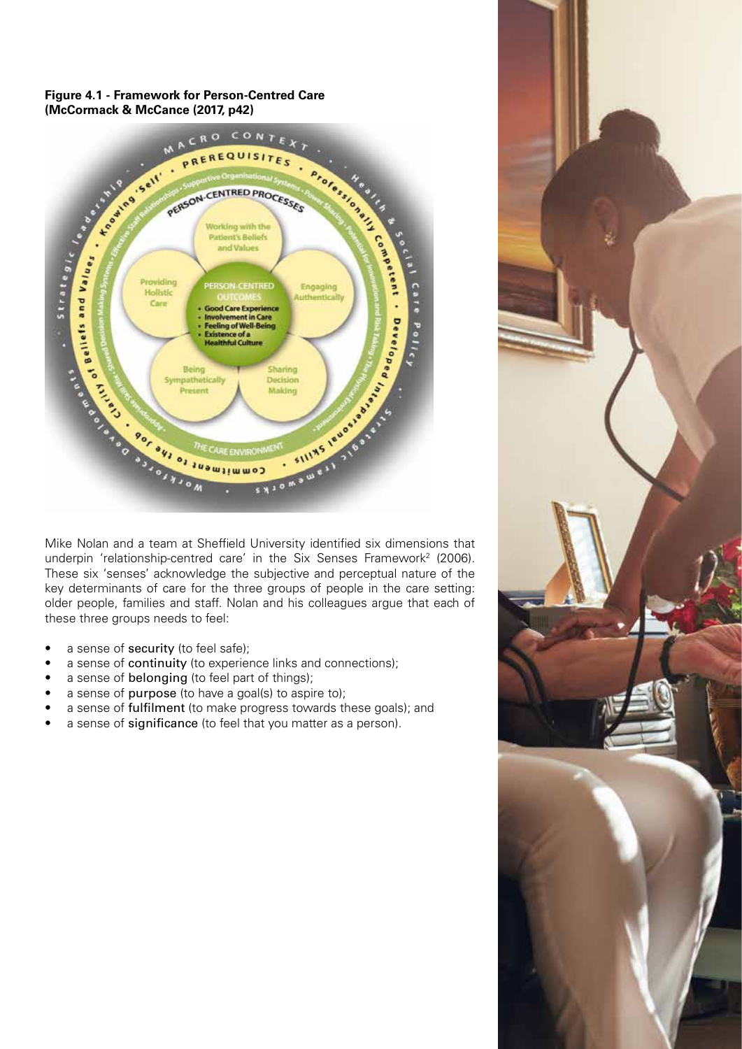**Figure 4.1 - Framework for Person-Centred Care (McCormack & McCance (2017, p42)**

Mike Nolan and a team at Sheffield University identified six dimensions that underpin 'relationship-centred care' in the Six Senses Framework[2] (2006). These six 'senses' acknowledge the subjective and perceptual nature of the key determinants of care for the three groups of people in the care setting: older people, families and staff. Nolan and his colleagues argue that each of these three groups needs to feel:

- a sense of security (to feel safe);
- a sense of continuity (to experience links and connections);
- a sense of belonging (to feel part of things);
- a sense of purpose (to have a goal(s) to aspire to);
- a sense of fulfilment (to make progress towards these goals); and
- a sense of significance (to feel that you matter as a person).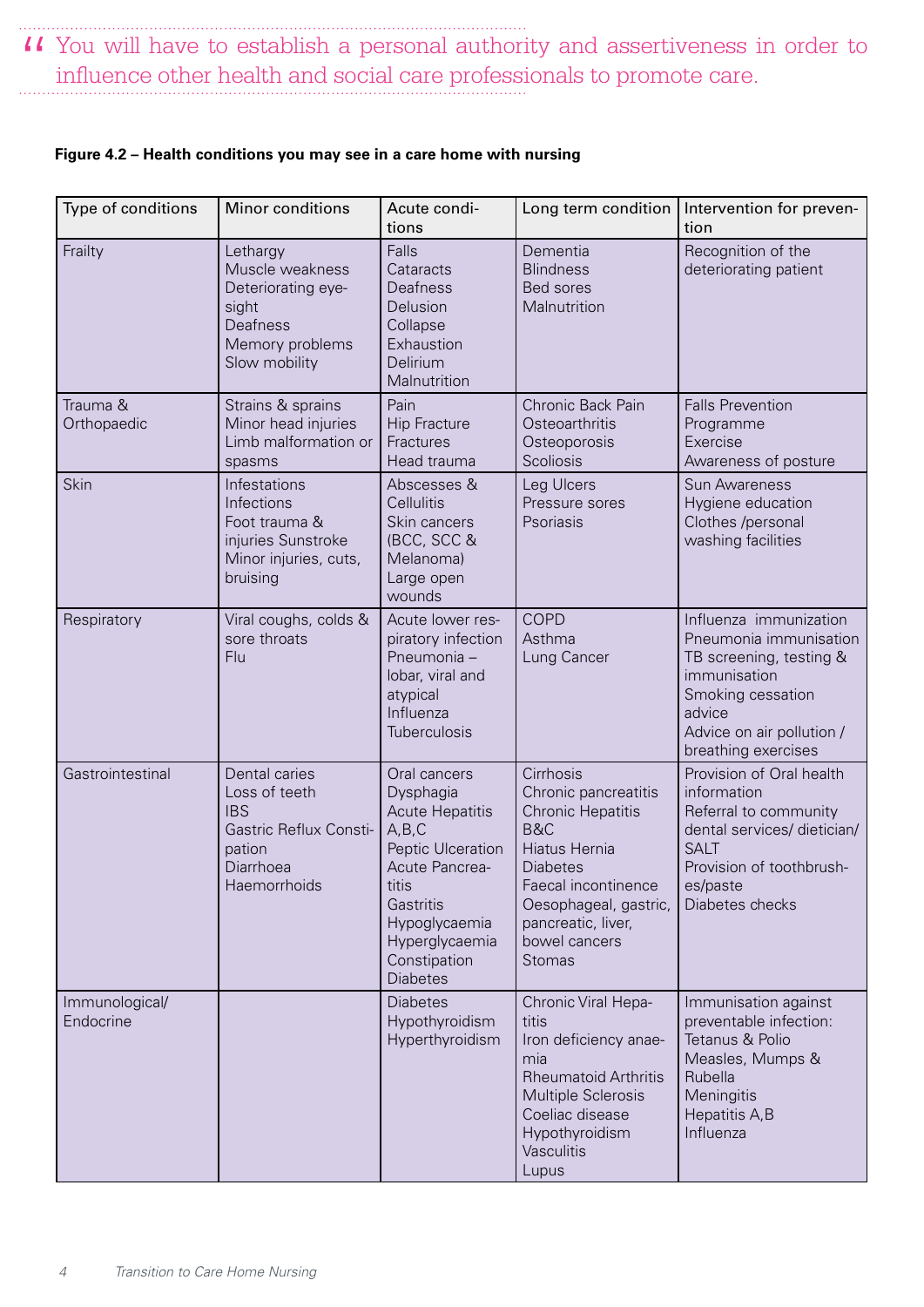> You will have to establish a personal authority and assertiveness in order to influence other health and social care professionals to promote care.

**Figure 4.2 – Health conditions you may see in a care home with nursing**

| Type of conditions | Minor conditions | Acute conditions | Long term condition | Intervention for prevention |
|---|---|---|---|---|
| Frailty | Lethargy<br>Muscle weakness<br>Deteriorating eyesight<br>Deafness<br>Memory problems<br>Slow mobility | Falls<br>Cataracts<br>Deafness<br>Delusion<br>Collapse<br>Exhaustion<br>Delirium<br>Malnutrition | Dementia<br>Blindness<br>Bed sores<br>Malnutrition | Recognition of the deteriorating patient |
| Trauma & Orthopaedic | Strains & sprains<br>Minor head injuries<br>Limb malformation or spasms | Pain<br>Hip Fracture<br>Fractures<br>Head trauma | Chronic Back Pain<br>Osteoarthritis<br>Osteoporosis<br>Scoliosis | Falls Prevention Programme<br>Exercise<br>Awareness of posture |
| Skin | Infestations<br>Infections<br>Foot trauma & injuries Sunstroke<br>Minor injuries, cuts, bruising | Abscesses & Cellulitis<br>Skin cancers (BCC, SCC & Melanoma)<br>Large open wounds | Leg Ulcers<br>Pressure sores<br>Psoriasis | Sun Awareness<br>Hygiene education<br>Clothes /personal washing facilities |
| Respiratory | Viral coughs, colds & sore throats<br>Flu | Acute lower respiratory infection<br>Pneumonia – lobar, viral and atypical<br>Influenza<br>Tuberculosis | COPD<br>Asthma<br>Lung Cancer | Influenza immunization<br>Pneumonia immunisation<br>TB screening, testing & immunisation<br>Smoking cessation advice<br>Advice on air pollution / breathing exercises |
| Gastrointestinal | Dental caries<br>Loss of teeth<br>IBS<br>Gastric Reflux Constipation<br>Diarrhoea<br>Haemorrhoids | Oral cancers<br>Dysphagia<br>Acute Hepatitis A,B,C<br>Peptic Ulceration<br>Acute Pancreatitis<br>Gastritis<br>Hypoglycaemia<br>Hyperglycaemia<br>Constipation<br>Diabetes | Cirrhosis<br>Chronic pancreatitis<br>Chronic Hepatitis B&C<br>Hiatus Hernia<br>Diabetes<br>Faecal incontinence<br>Oesophageal, gastric, pancreatic, liver, bowel cancers<br>Stomas | Provision of Oral health information<br>Referral to community dental services/ dietician/ SALT<br>Provision of toothbrushes/paste<br>Diabetes checks |
| Immunological/ Endocrine | | Diabetes<br>Hypothyroidism<br>Hyperthyroidism | Chronic Viral Hepatitis<br>Iron deficiency anaemia<br>Rheumatoid Arthritis<br>Multiple Sclerosis<br>Coeliac disease<br>Hypothyroidism<br>Vasculitis<br>Lupus | Immunisation against preventable infection:<br>Tetanus & Polio<br>Measles, Mumps & Rubella<br>Meningitis<br>Hepatitis A,B<br>Influenza |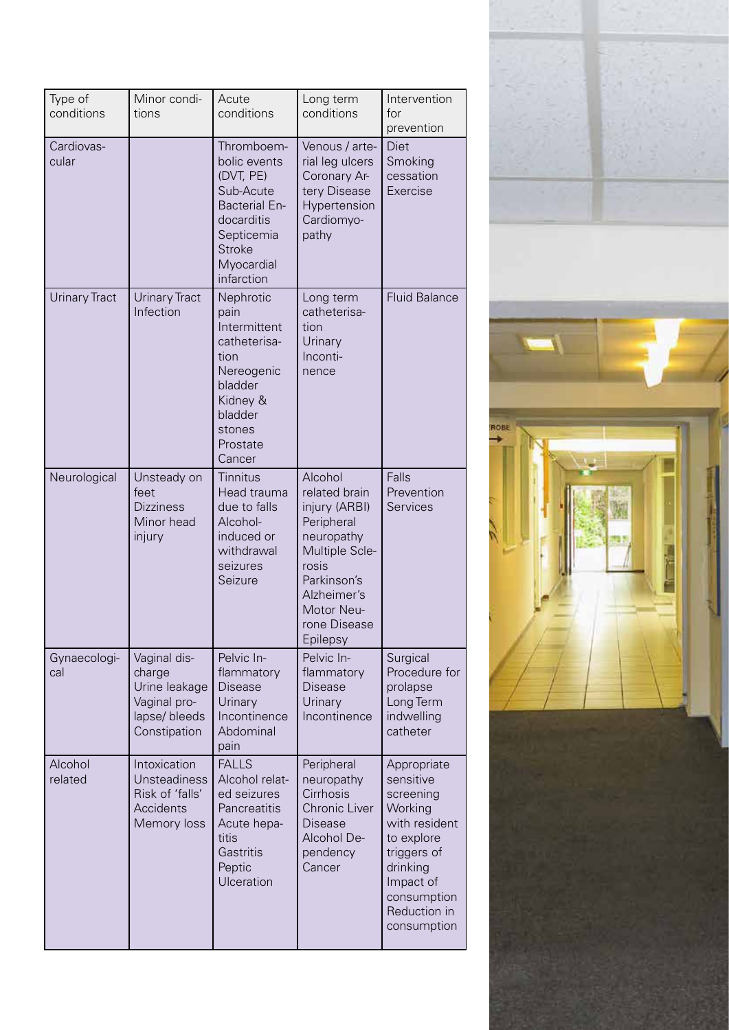| Type of conditions | Minor conditions | Acute conditions | Long term conditions | Intervention for prevention |
|---|---|---|---|---|
| Cardiovascular | | Thromboembolic events (DVT, PE) Sub-Acute Bacterial Endocarditis Septicemia Stroke Myocardial infarction | Venous / arterial leg ulcers Coronary Artery Disease Hypertension Cardiomyopathy | Diet Smoking cessation Exercise |
| Urinary Tract | Urinary Tract Infection | Nephrotic pain Intermittent catheterisation Nereogenic bladder Kidney & bladder stones Prostate Cancer | Long term catheterisation Urinary Incontinence | Fluid Balance |
| Neurological | Unsteady on feet Dizziness Minor head injury | Tinnitus Head trauma due to falls Alcohol-induced or withdrawal seizures Seizure | Alcohol related brain injury (ARBI) Peripheral neuropathy Multiple Sclerosis Parkinson's Alzheimer's Motor Neurone Disease Epilepsy | Falls Prevention Services |
| Gynaecological | Vaginal discharge Urine leakage Vaginal prolapse/ bleeds Constipation | Pelvic Inflammatory Disease Urinary Incontinence Abdominal pain | Pelvic Inflammatory Disease Urinary Incontinence | Surgical Procedure for prolapse Long Term indwelling catheter |
| Alcohol related | Intoxication Unsteadiness Risk of 'falls' Accidents Memory loss | FALLS Alcohol related seizures Pancreatitis Acute hepatitis Gastritis Peptic Ulceration | Peripheral neuropathy Cirrhosis Chronic Liver Disease Alcohol Dependency Cancer | Appropriate sensitive screening Working with resident to explore triggers of drinking Impact of consumption Reduction in consumption |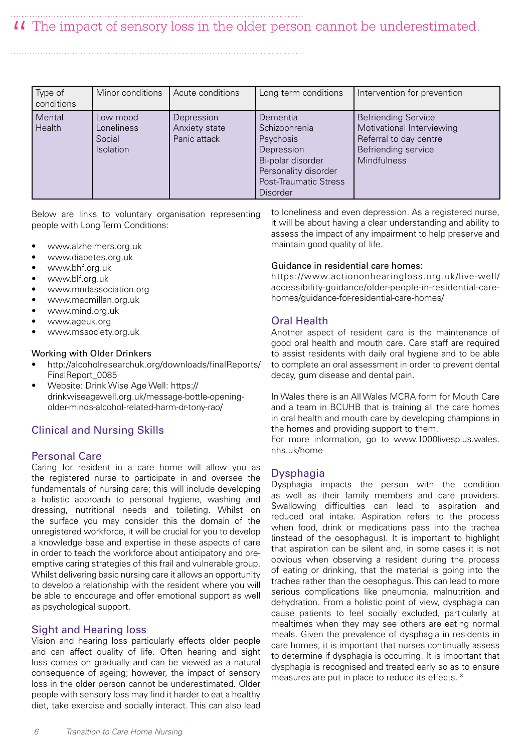> “ The impact of sensory loss in the older person cannot be underestimated.

| Type of conditions | Minor conditions | Acute conditions | Long term conditions | Intervention for prevention |
|---|---|---|---|---|
| Mental Health | Low mood<br>Loneliness<br>Social Isolation | Depression<br>Anxiety state<br>Panic attack | Dementia<br>Schizophrenia<br>Psychosis<br>Depression<br>Bi-polar disorder<br>Personality disorder<br>Post-Traumatic Stress Disorder | Befriending Service<br>Motivational Interviewing<br>Referral to day centre<br>Befriending service<br>Mindfulness |

Below are links to voluntary organisation representing people with Long Term Conditions:

- www.alzheimers.org.uk
- www.diabetes.org.uk
- www.bhf.org.uk
- www.blf.org.uk
- www.mndassociation.org
- www.macmillan.org.uk
- www.mind.org.uk
- www.ageuk.org
- www.mssociety.org.uk

Working with Older Drinkers

- http://alcoholresearchuk.org/downloads/finalReports/FinalReport_0085
- Website: Drink Wise Age Well: https://drinkwiseagewell.org.uk/message-bottle-opening-older-minds-alcohol-related-harm-dr-tony-rao/

## Clinical and Nursing Skills

### Personal Care

Caring for resident in a care home will allow you as the registered nurse to participate in and oversee the fundamentals of nursing care; this will include developing a holistic approach to personal hygiene, washing and dressing, nutritional needs and toileting. Whilst on the surface you may consider this the domain of the unregistered workforce, it will be crucial for you to develop a knowledge base and expertise in these aspects of care in order to teach the workforce about anticipatory and pre-emptive caring strategies of this frail and vulnerable group. Whilst delivering basic nursing care it allows an opportunity to develop a relationship with the resident where you will be able to encourage and offer emotional support as well as psychological support.

### Sight and Hearing loss

Vision and hearing loss particularly effects older people and can affect quality of life. Often hearing and sight loss comes on gradually and can be viewed as a natural consequence of ageing; however, the impact of sensory loss in the older person cannot be underestimated. Older people with sensory loss may find it harder to eat a healthy diet, take exercise and socially interact. This can also lead to loneliness and even depression. As a registered nurse, it will be about having a clear understanding and ability to assess the impact of any impairment to help preserve and maintain good quality of life.

Guidance in residential care homes:
https://www.actiononhearingloss.org.uk/live-well/accessibility-guidance/older-people-in-residential-care-homes/guidance-for-residential-care-homes/

### Oral Health

Another aspect of resident care is the maintenance of good oral health and mouth care. Care staff are required to assist residents with daily oral hygiene and to be able to complete an oral assessment in order to prevent dental decay, gum disease and dental pain.

In Wales there is an All Wales MCRA form for Mouth Care and a team in BCUHB that is training all the care homes in oral health and mouth care by developing champions in the homes and providing support to them.
For more information, go to www.1000livesplus.wales.nhs.uk/home

### Dysphagia

Dysphagia impacts the person with the condition as well as their family members and care providers. Swallowing difficulties can lead to aspiration and reduced oral intake. Aspiration refers to the process when food, drink or medications pass into the trachea (instead of the oesophagus). It is important to highlight that aspiration can be silent and, in some cases it is not obvious when observing a resident during the process of eating or drinking, that the material is going into the trachea rather than the oesophagus. This can lead to more serious complications like pneumonia, malnutrition and dehydration. From a holistic point of view, dysphagia can cause patients to feel socially excluded, particularly at mealtimes when they may see others are eating normal meals. Given the prevalence of dysphagia in residents in care homes, it is important that nurses continually assess to determine if dysphagia is occurring. It is important that dysphagia is recognised and treated early so as to ensure measures are put in place to reduce its effects. [3]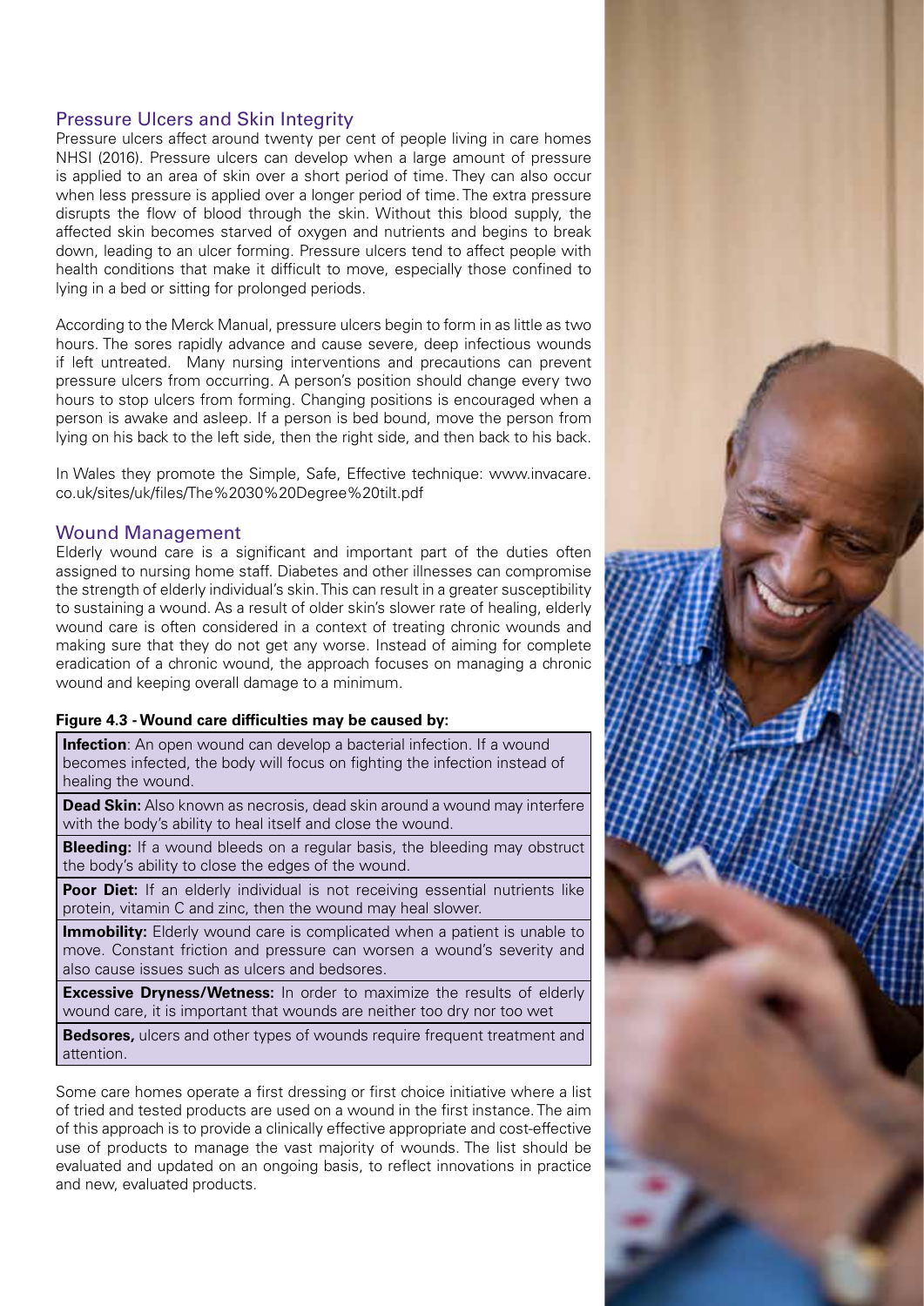## Pressure Ulcers and Skin Integrity

Pressure ulcers affect around twenty per cent of people living in care homes NHSI (2016). Pressure ulcers can develop when a large amount of pressure is applied to an area of skin over a short period of time. They can also occur when less pressure is applied over a longer period of time. The extra pressure disrupts the flow of blood through the skin. Without this blood supply, the affected skin becomes starved of oxygen and nutrients and begins to break down, leading to an ulcer forming. Pressure ulcers tend to affect people with health conditions that make it difficult to move, especially those confined to lying in a bed or sitting for prolonged periods.

According to the Merck Manual, pressure ulcers begin to form in as little as two hours. The sores rapidly advance and cause severe, deep infectious wounds if left untreated. Many nursing interventions and precautions can prevent pressure ulcers from occurring. A person's position should change every two hours to stop ulcers from forming. Changing positions is encouraged when a person is awake and asleep. If a person is bed bound, move the person from lying on his back to the left side, then the right side, and then back to his back.

In Wales they promote the Simple, Safe, Effective technique: www.invacare.co.uk/sites/uk/files/The%2030%20Degree%20tilt.pdf

## Wound Management

Elderly wound care is a significant and important part of the duties often assigned to nursing home staff. Diabetes and other illnesses can compromise the strength of elderly individual's skin. This can result in a greater susceptibility to sustaining a wound. As a result of older skin's slower rate of healing, elderly wound care is often considered in a context of treating chronic wounds and making sure that they do not get any worse. Instead of aiming for complete eradication of a chronic wound, the approach focuses on managing a chronic wound and keeping overall damage to a minimum.

**Figure 4.3 - Wound care difficulties may be caused by:**

| |
|---|
| **Infection**: An open wound can develop a bacterial infection. If a wound becomes infected, the body will focus on fighting the infection instead of healing the wound. |
| **Dead Skin:** Also known as necrosis, dead skin around a wound may interfere with the body's ability to heal itself and close the wound. |
| **Bleeding:** If a wound bleeds on a regular basis, the bleeding may obstruct the body's ability to close the edges of the wound. |
| **Poor Diet:** If an elderly individual is not receiving essential nutrients like protein, vitamin C and zinc, then the wound may heal slower. |
| **Immobility:** Elderly wound care is complicated when a patient is unable to move. Constant friction and pressure can worsen a wound's severity and also cause issues such as ulcers and bedsores. |
| **Excessive Dryness/Wetness:** In order to maximize the results of elderly wound care, it is important that wounds are neither too dry nor too wet |
| **Bedsores,** ulcers and other types of wounds require frequent treatment and attention. |

Some care homes operate a first dressing or first choice initiative where a list of tried and tested products are used on a wound in the first instance. The aim of this approach is to provide a clinically effective appropriate and cost-effective use of products to manage the vast majority of wounds. The list should be evaluated and updated on an ongoing basis, to reflect innovations in practice and new, evaluated products.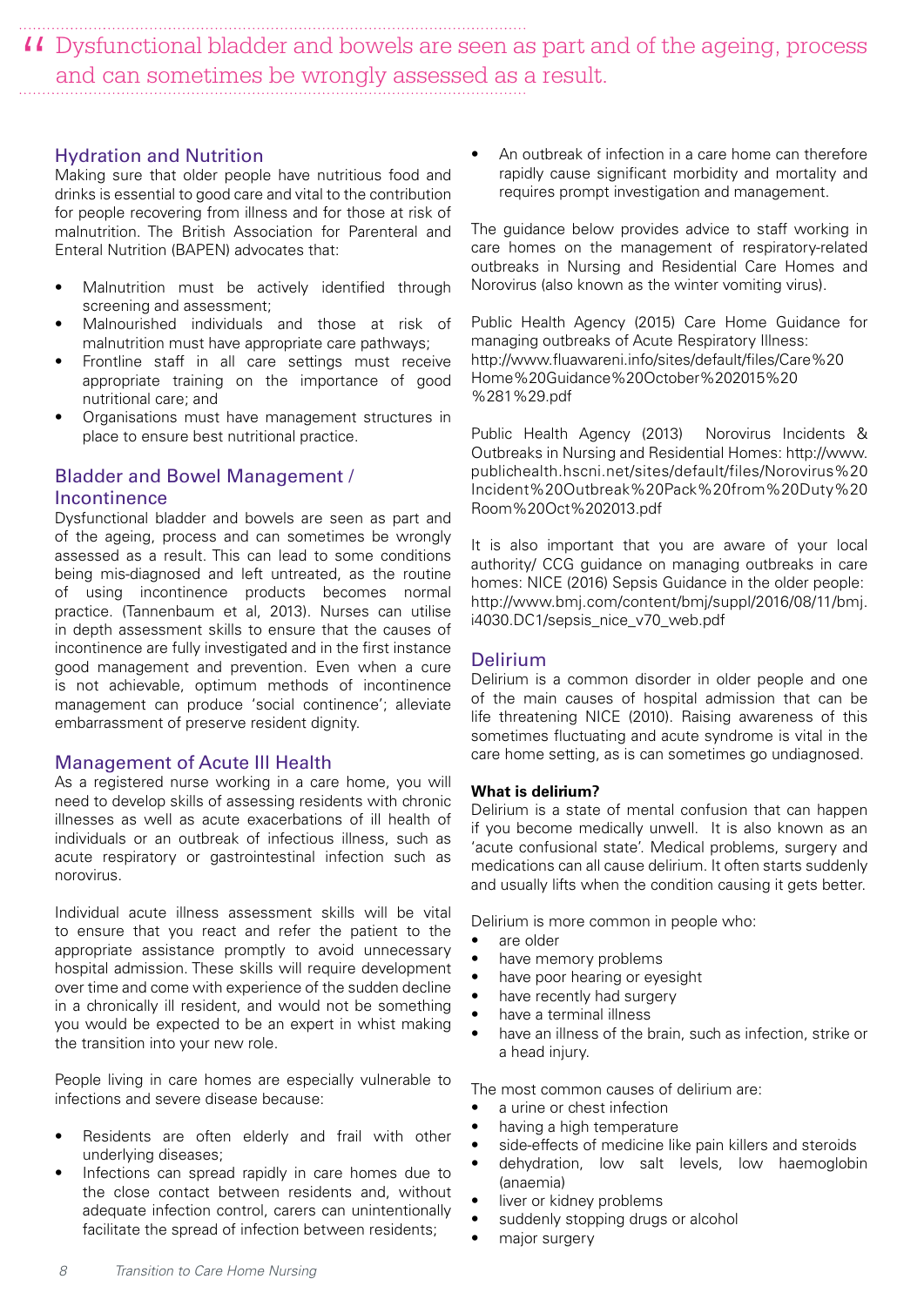> Dysfunctional bladder and bowels are seen as part and of the ageing, process and can sometimes be wrongly assessed as a result.

## Hydration and Nutrition

Making sure that older people have nutritious food and drinks is essential to good care and vital to the contribution for people recovering from illness and for those at risk of malnutrition. The British Association for Parenteral and Enteral Nutrition (BAPEN) advocates that:

- Malnutrition must be actively identified through screening and assessment;
- Malnourished individuals and those at risk of malnutrition must have appropriate care pathways;
- Frontline staff in all care settings must receive appropriate training on the importance of good nutritional care; and
- Organisations must have management structures in place to ensure best nutritional practice.

## Bladder and Bowel Management / Incontinence

Dysfunctional bladder and bowels are seen as part and of the ageing, process and can sometimes be wrongly assessed as a result. This can lead to some conditions being mis-diagnosed and left untreated, as the routine of using incontinence products becomes normal practice. (Tannenbaum et al, 2013). Nurses can utilise in depth assessment skills to ensure that the causes of incontinence are fully investigated and in the first instance good management and prevention. Even when a cure is not achievable, optimum methods of incontinence management can produce 'social continence'; alleviate embarrassment of preserve resident dignity.

## Management of Acute Ill Health

As a registered nurse working in a care home, you will need to develop skills of assessing residents with chronic illnesses as well as acute exacerbations of ill health of individuals or an outbreak of infectious illness, such as acute respiratory or gastrointestinal infection such as norovirus.

Individual acute illness assessment skills will be vital to ensure that you react and refer the patient to the appropriate assistance promptly to avoid unnecessary hospital admission. These skills will require development over time and come with experience of the sudden decline in a chronically ill resident, and would not be something you would be expected to be an expert in whist making the transition into your new role.

People living in care homes are especially vulnerable to infections and severe disease because:

- Residents are often elderly and frail with other underlying diseases;
- Infections can spread rapidly in care homes due to the close contact between residents and, without adequate infection control, carers can unintentionally facilitate the spread of infection between residents;
- An outbreak of infection in a care home can therefore rapidly cause significant morbidity and mortality and requires prompt investigation and management.

The guidance below provides advice to staff working in care homes on the management of respiratory-related outbreaks in Nursing and Residential Care Homes and Norovirus (also known as the winter vomiting virus).

Public Health Agency (2015) Care Home Guidance for managing outbreaks of Acute Respiratory Illness: http://www.fluawareni.info/sites/default/files/Care%20Home%20Guidance%20October%202015%20%281%29.pdf

Public Health Agency (2013) Norovirus Incidents & Outbreaks in Nursing and Residential Homes: http://www.publichealth.hscni.net/sites/default/files/Norovirus%20Incident%20Outbreak%20Pack%20from%20Duty%20Room%20Oct%202013.pdf

It is also important that you are aware of your local authority/ CCG guidance on managing outbreaks in care homes: NICE (2016) Sepsis Guidance in the older people: http://www.bmj.com/content/bmj/suppl/2016/08/11/bmj.i4030.DC1/sepsis_nice_v70_web.pdf

## Delirium

Delirium is a common disorder in older people and one of the main causes of hospital admission that can be life threatening NICE (2010). Raising awareness of this sometimes fluctuating and acute syndrome is vital in the care home setting, as is can sometimes go undiagnosed.

**What is delirium?**

Delirium is a state of mental confusion that can happen if you become medically unwell. It is also known as an 'acute confusional state'. Medical problems, surgery and medications can all cause delirium. It often starts suddenly and usually lifts when the condition causing it gets better.

Delirium is more common in people who:

- are older
- have memory problems
- have poor hearing or eyesight
- have recently had surgery
- have a terminal illness
- have an illness of the brain, such as infection, strike or a head injury.

The most common causes of delirium are:

- a urine or chest infection
- having a high temperature
- side-effects of medicine like pain killers and steroids
- dehydration, low salt levels, low haemoglobin (anaemia)
- liver or kidney problems
- suddenly stopping drugs or alcohol
- major surgery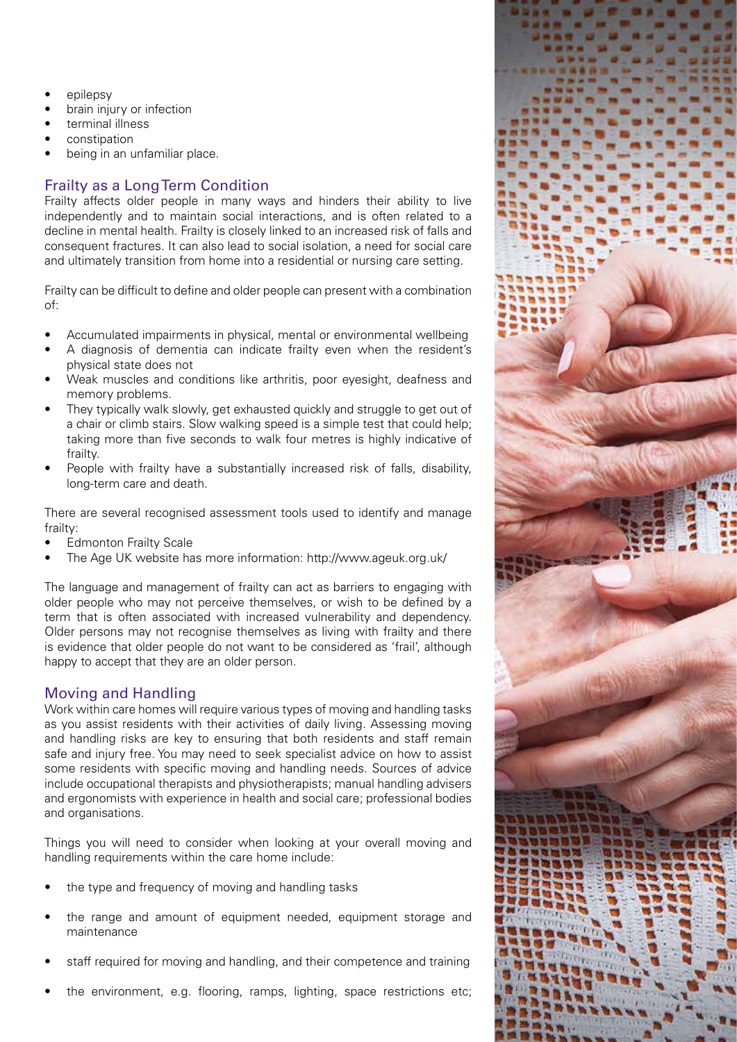- epilepsy
- brain injury or infection
- terminal illness
- constipation
- being in an unfamiliar place.

## Frailty as a Long Term Condition

Frailty affects older people in many ways and hinders their ability to live independently and to maintain social interactions, and is often related to a decline in mental health. Frailty is closely linked to an increased risk of falls and consequent fractures. It can also lead to social isolation, a need for social care and ultimately transition from home into a residential or nursing care setting.

Frailty can be difficult to define and older people can present with a combination of:

- Accumulated impairments in physical, mental or environmental wellbeing
- A diagnosis of dementia can indicate frailty even when the resident's physical state does not
- Weak muscles and conditions like arthritis, poor eyesight, deafness and memory problems.
- They typically walk slowly, get exhausted quickly and struggle to get out of a chair or climb stairs. Slow walking speed is a simple test that could help; taking more than five seconds to walk four metres is highly indicative of frailty.
- People with frailty have a substantially increased risk of falls, disability, long-term care and death.

There are several recognised assessment tools used to identify and manage frailty:

- Edmonton Frailty Scale
- The Age UK website has more information: http://www.ageuk.org.uk/

The language and management of frailty can act as barriers to engaging with older people who may not perceive themselves, or wish to be defined by a term that is often associated with increased vulnerability and dependency. Older persons may not recognise themselves as living with frailty and there is evidence that older people do not want to be considered as 'frail', although happy to accept that they are an older person.

## Moving and Handling

Work within care homes will require various types of moving and handling tasks as you assist residents with their activities of daily living. Assessing moving and handling risks are key to ensuring that both residents and staff remain safe and injury free. You may need to seek specialist advice on how to assist some residents with specific moving and handling needs. Sources of advice include occupational therapists and physiotherapists; manual handling advisers and ergonomists with experience in health and social care; professional bodies and organisations.

Things you will need to consider when looking at your overall moving and handling requirements within the care home include:

- the type and frequency of moving and handling tasks
- the range and amount of equipment needed, equipment storage and maintenance
- staff required for moving and handling, and their competence and training
- the environment, e.g. flooring, ramps, lighting, space restrictions etc;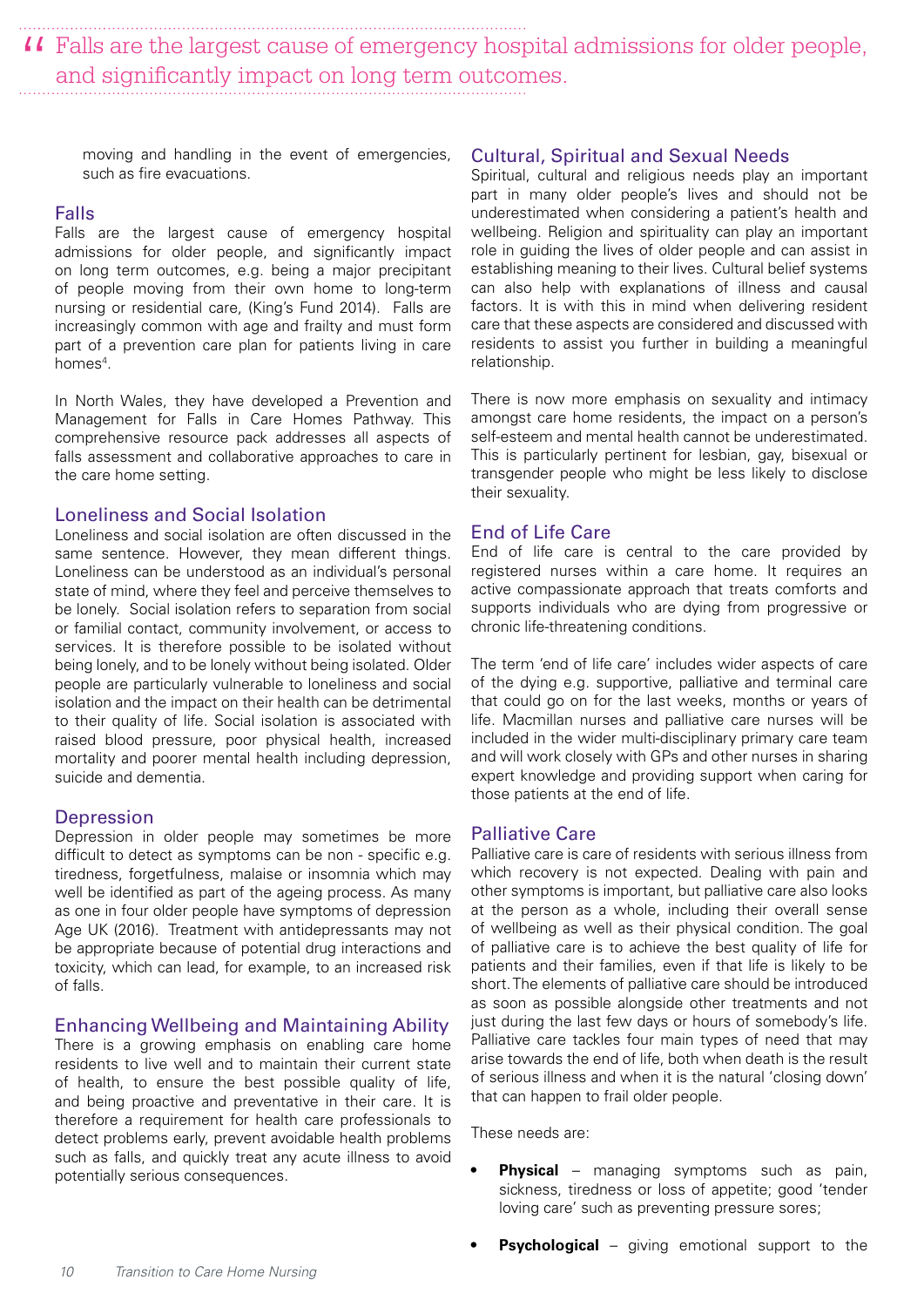> “ Falls are the largest cause of emergency hospital admissions for older people, and significantly impact on long term outcomes.

moving and handling in the event of emergencies, such as fire evacuations.

## Falls

Falls are the largest cause of emergency hospital admissions for older people, and significantly impact on long term outcomes, e.g. being a major precipitant of people moving from their own home to long-term nursing or residential care, (King's Fund 2014). Falls are increasingly common with age and frailty and must form part of a prevention care plan for patients living in care homes[4].

In North Wales, they have developed a Prevention and Management for Falls in Care Homes Pathway. This comprehensive resource pack addresses all aspects of falls assessment and collaborative approaches to care in the care home setting.

## Loneliness and Social Isolation

Loneliness and social isolation are often discussed in the same sentence. However, they mean different things. Loneliness can be understood as an individual's personal state of mind, where they feel and perceive themselves to be lonely. Social isolation refers to separation from social or familial contact, community involvement, or access to services. It is therefore possible to be isolated without being lonely, and to be lonely without being isolated. Older people are particularly vulnerable to loneliness and social isolation and the impact on their health can be detrimental to their quality of life. Social isolation is associated with raised blood pressure, poor physical health, increased mortality and poorer mental health including depression, suicide and dementia.

## Depression

Depression in older people may sometimes be more difficult to detect as symptoms can be non - specific e.g. tiredness, forgetfulness, malaise or insomnia which may well be identified as part of the ageing process. As many as one in four older people have symptoms of depression Age UK (2016). Treatment with antidepressants may not be appropriate because of potential drug interactions and toxicity, which can lead, for example, to an increased risk of falls.

## Enhancing Wellbeing and Maintaining Ability

There is a growing emphasis on enabling care home residents to live well and to maintain their current state of health, to ensure the best possible quality of life, and being proactive and preventative in their care. It is therefore a requirement for health care professionals to detect problems early, prevent avoidable health problems such as falls, and quickly treat any acute illness to avoid potentially serious consequences.

## Cultural, Spiritual and Sexual Needs

Spiritual, cultural and religious needs play an important part in many older people's lives and should not be underestimated when considering a patient's health and wellbeing. Religion and spirituality can play an important role in guiding the lives of older people and can assist in establishing meaning to their lives. Cultural belief systems can also help with explanations of illness and causal factors. It is with this in mind when delivering resident care that these aspects are considered and discussed with residents to assist you further in building a meaningful relationship.

There is now more emphasis on sexuality and intimacy amongst care home residents, the impact on a person's self-esteem and mental health cannot be underestimated. This is particularly pertinent for lesbian, gay, bisexual or transgender people who might be less likely to disclose their sexuality.

## End of Life Care

End of life care is central to the care provided by registered nurses within a care home. It requires an active compassionate approach that treats comforts and supports individuals who are dying from progressive or chronic life-threatening conditions.

The term 'end of life care' includes wider aspects of care of the dying e.g. supportive, palliative and terminal care that could go on for the last weeks, months or years of life. Macmillan nurses and palliative care nurses will be included in the wider multi-disciplinary primary care team and will work closely with GPs and other nurses in sharing expert knowledge and providing support when caring for those patients at the end of life.

## Palliative Care

Palliative care is care of residents with serious illness from which recovery is not expected. Dealing with pain and other symptoms is important, but palliative care also looks at the person as a whole, including their overall sense of wellbeing as well as their physical condition. The goal of palliative care is to achieve the best quality of life for patients and their families, even if that life is likely to be short. The elements of palliative care should be introduced as soon as possible alongside other treatments and not just during the last few days or hours of somebody's life. Palliative care tackles four main types of need that may arise towards the end of life, both when death is the result of serious illness and when it is the natural 'closing down' that can happen to frail older people.

These needs are:

- **Physical** – managing symptoms such as pain, sickness, tiredness or loss of appetite; good 'tender loving care' such as preventing pressure sores;
- **Psychological** – giving emotional support to the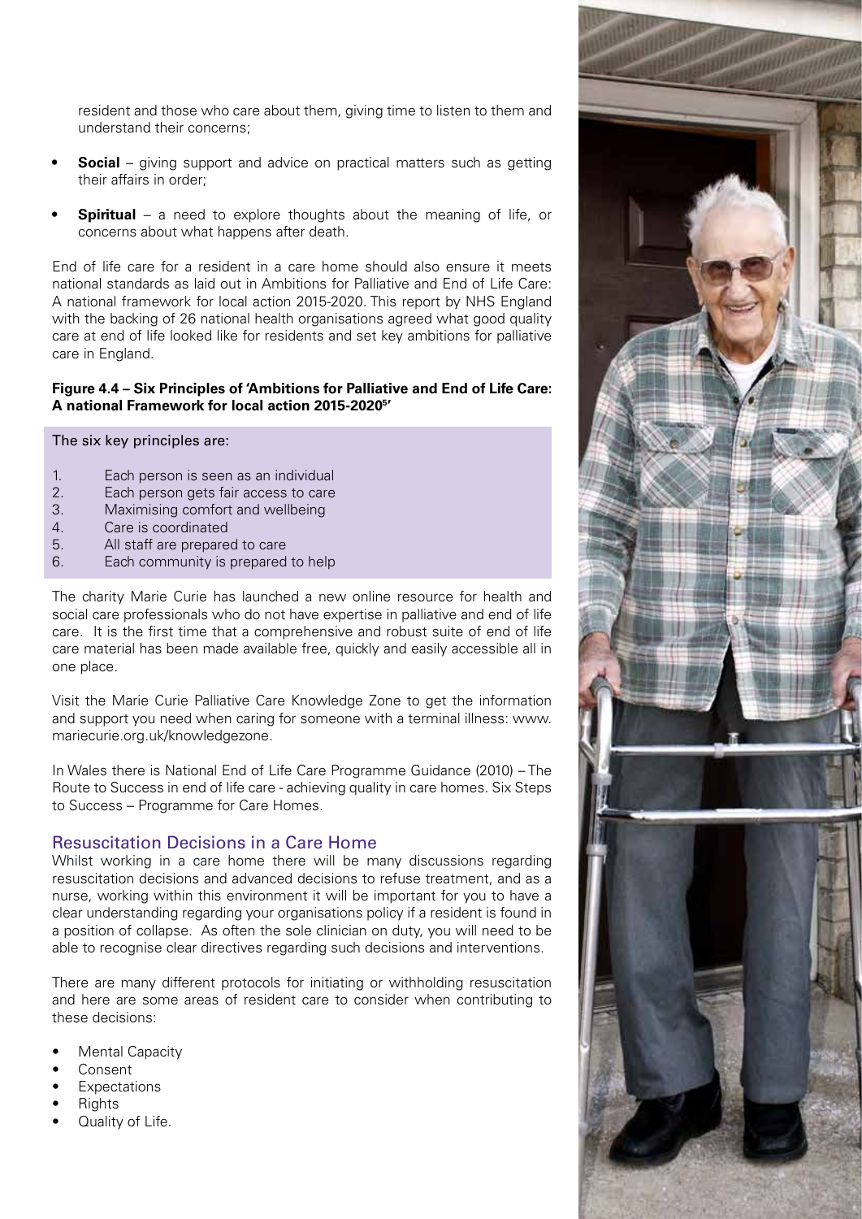resident and those who care about them, giving time to listen to them and understand their concerns;

- **Social** – giving support and advice on practical matters such as getting their affairs in order;
- **Spiritual** – a need to explore thoughts about the meaning of life, or concerns about what happens after death.

End of life care for a resident in a care home should also ensure it meets national standards as laid out in Ambitions for Palliative and End of Life Care: A national framework for local action 2015-2020. This report by NHS England with the backing of 26 national health organisations agreed what good quality care at end of life looked like for residents and set key ambitions for palliative care in England.

**Figure 4.4 – Six Principles of 'Ambitions for Palliative and End of Life Care: A national Framework for local action 2015-2020[5]'**

The six key principles are:

1. Each person is seen as an individual
2. Each person gets fair access to care
3. Maximising comfort and wellbeing
4. Care is coordinated
5. All staff are prepared to care
6. Each community is prepared to help

The charity Marie Curie has launched a new online resource for health and social care professionals who do not have expertise in palliative and end of life care. It is the first time that a comprehensive and robust suite of end of life care material has been made available free, quickly and easily accessible all in one place.

Visit the Marie Curie Palliative Care Knowledge Zone to get the information and support you need when caring for someone with a terminal illness: www.mariecurie.org.uk/knowledgezone.

In Wales there is National End of Life Care Programme Guidance (2010) – The Route to Success in end of life care - achieving quality in care homes. Six Steps to Success – Programme for Care Homes.

## Resuscitation Decisions in a Care Home

Whilst working in a care home there will be many discussions regarding resuscitation decisions and advanced decisions to refuse treatment, and as a nurse, working within this environment it will be important for you to have a clear understanding regarding your organisations policy if a resident is found in a position of collapse. As often the sole clinician on duty, you will need to be able to recognise clear directives regarding such decisions and interventions.

There are many different protocols for initiating or withholding resuscitation and here are some areas of resident care to consider when contributing to these decisions:

- Mental Capacity
- Consent
- Expectations
- Rights
- Quality of Life.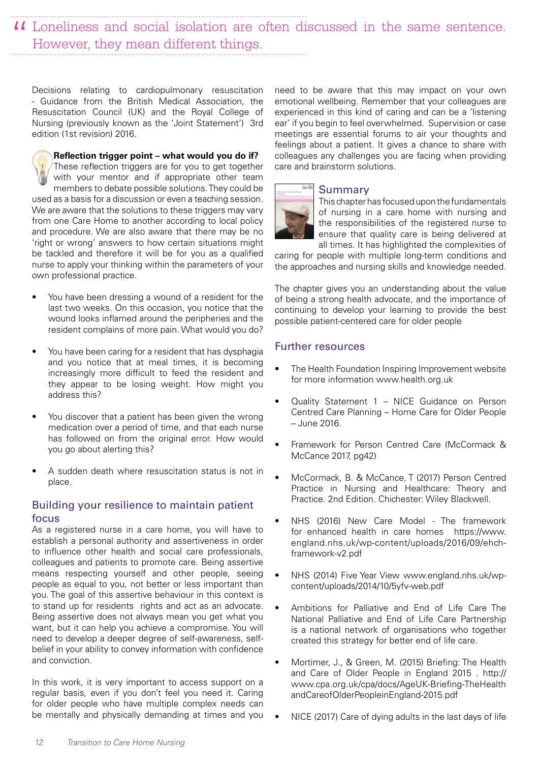> “ Loneliness and social isolation are often discussed in the same sentence. However, they mean different things.

Decisions relating to cardiopulmonary resuscitation - Guidance from the British Medical Association, the Resuscitation Council (UK) and the Royal College of Nursing (previously known as the ‘Joint Statement’) 3rd edition (1st revision) 2016.

**Reflection trigger point – what would you do if?**
These reflection triggers are for you to get together with your mentor and if appropriate other team members to debate possible solutions. They could be used as a basis for a discussion or even a teaching session. We are aware that the solutions to these triggers may vary from one Care Home to another according to local policy and procedure. We are also aware that there may be no ‘right or wrong’ answers to how certain situations might be tackled and therefore it will be for you as a qualified nurse to apply your thinking within the parameters of your own professional practice.

- You have been dressing a wound of a resident for the last two weeks. On this occasion, you notice that the wound looks inflamed around the peripheries and the resident complains of more pain. What would you do?
- You have been caring for a resident that has dysphagia and you notice that at meal times, it is becoming increasingly more difficult to feed the resident and they appear to be losing weight. How might you address this?
- You discover that a patient has been given the wrong medication over a period of time, and that each nurse has followed on from the original error. How would you go about alerting this?
- A sudden death where resuscitation status is not in place.

## Building your resilience to maintain patient focus

As a registered nurse in a care home, you will have to establish a personal authority and assertiveness in order to influence other health and social care professionals, colleagues and patients to promote care. Being assertive means respecting yourself and other people, seeing people as equal to you, not better or less important than you. The goal of this assertive behaviour in this context is to stand up for residents rights and act as an advocate. Being assertive does not always mean you get what you want, but it can help you achieve a compromise. You will need to develop a deeper degree of self-awareness, self-belief in your ability to convey information with confidence and conviction.

In this work, it is very important to access support on a regular basis, even if you don’t feel you need it. Caring for older people who have multiple complex needs can be mentally and physically demanding at times and you need to be aware that this may impact on your own emotional wellbeing. Remember that your colleagues are experienced in this kind of caring and can be a ‘listening ear’ if you begin to feel overwhelmed. Supervision or case meetings are essential forums to air your thoughts and feelings about a patient. It gives a chance to share with colleagues any challenges you are facing when providing care and brainstorm solutions.

## Summary

This chapter has focused upon the fundamentals of nursing in a care home with nursing and the responsibilities of the registered nurse to ensure that quality care is being delivered at all times. It has highlighted the complexities of caring for people with multiple long-term conditions and the approaches and nursing skills and knowledge needed.

The chapter gives you an understanding about the value of being a strong health advocate, and the importance of continuing to develop your learning to provide the best possible patient-centered care for older people

## Further resources

- The Health Foundation Inspiring Improvement website for more information www.health.org.uk
- Quality Statement 1 – NICE Guidance on Person Centred Care Planning – Home Care for Older People – June 2016.
- Framework for Person Centred Care (McCormack & McCance 2017, pg42)
- McCormack, B. & McCance, T (2017) Person Centred Practice in Nursing and Healthcare: Theory and Practice. 2nd Edition. Chichester: Wiley Blackwell.
- NHS (2016) New Care Model - The framework for enhanced health in care homes https://www.england.nhs.uk/wp-content/uploads/2016/09/ehch-framework-v2.pdf
- NHS (2014) Five Year View www.england.nhs.uk/wp-content/uploads/2014/10/5yfv-web.pdf
- Ambitions for Palliative and End of Life Care The National Palliative and End of Life Care Partnership is a national network of organisations who together created this strategy for better end of life care.
- Mortimer, J., & Green, M. (2015) Briefing: The Health and Care of Older People in England 2015 . http://www.cpa.org.uk/cpa/docs/AgeUK-Briefing-TheHealthandCareofOlderPeopleinEngland-2015.pdf
- NICE (2017) Care of dying adults in the last days of life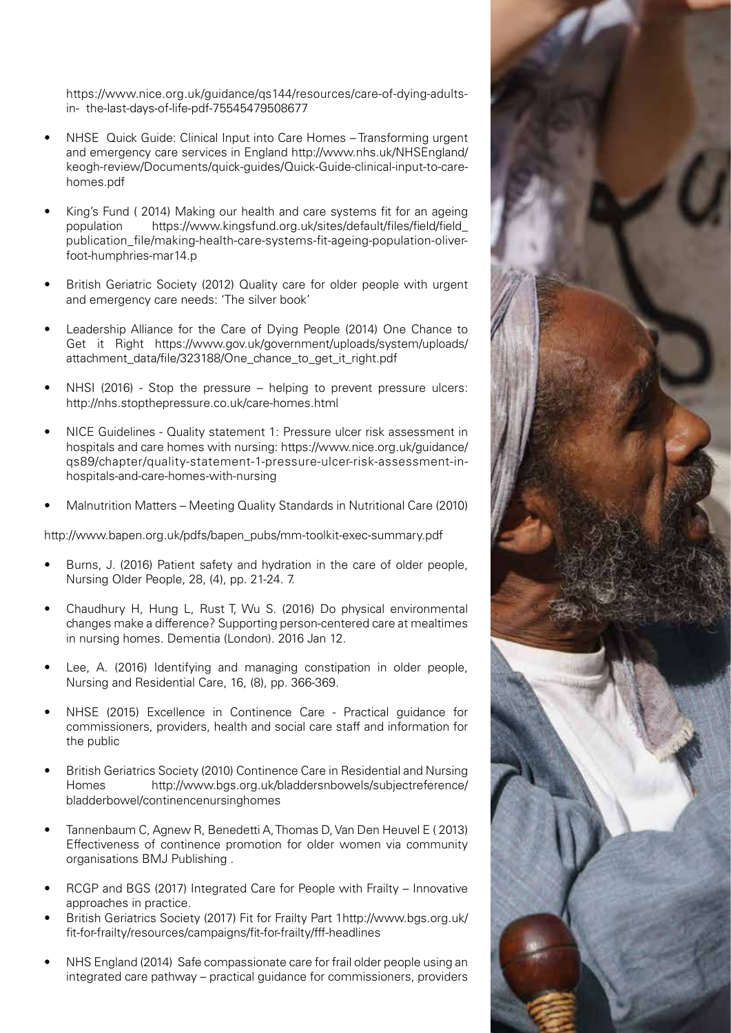https://www.nice.org.uk/guidance/qs144/resources/care-of-dying-adults-in- the-last-days-of-life-pdf-75545479508677

- NHSE Quick Guide: Clinical Input into Care Homes – Transforming urgent and emergency care services in England http://www.nhs.uk/NHSEngland/keogh-review/Documents/quick-guides/Quick-Guide-clinical-input-to-care-homes.pdf

- King's Fund ( 2014) Making our health and care systems fit for an ageing population https://www.kingsfund.org.uk/sites/default/files/field/field_publication_file/making-health-care-systems-fit-ageing-population-oliver-foot-humphries-mar14.p

- British Geriatric Society (2012) Quality care for older people with urgent and emergency care needs: 'The silver book'

- Leadership Alliance for the Care of Dying People (2014) One Chance to Get it Right https://www.gov.uk/government/uploads/system/uploads/attachment_data/file/323188/One_chance_to_get_it_right.pdf

- NHSI (2016) - Stop the pressure – helping to prevent pressure ulcers: http://nhs.stopthepressure.co.uk/care-homes.html

- NICE Guidelines - Quality statement 1: Pressure ulcer risk assessment in hospitals and care homes with nursing: https://www.nice.org.uk/guidance/qs89/chapter/quality-statement-1-pressure-ulcer-risk-assessment-in-hospitals-and-care-homes-with-nursing

- Malnutrition Matters – Meeting Quality Standards in Nutritional Care (2010)

http://www.bapen.org.uk/pdfs/bapen_pubs/mm-toolkit-exec-summary.pdf

- Burns, J. (2016) Patient safety and hydration in the care of older people, Nursing Older People, 28, (4), pp. 21-24. 7.

- Chaudhury H, Hung L, Rust T, Wu S. (2016) Do physical environmental changes make a difference? Supporting person-centered care at mealtimes in nursing homes. Dementia (London). 2016 Jan 12.

- Lee, A. (2016) Identifying and managing constipation in older people, Nursing and Residential Care, 16, (8), pp. 366-369.

- NHSE (2015) Excellence in Continence Care - Practical guidance for commissioners, providers, health and social care staff and information for the public

- British Geriatrics Society (2010) Continence Care in Residential and Nursing Homes http://www.bgs.org.uk/bladdersnbowels/subjectreference/bladderbowel/continencenursinghomes

- Tannenbaum C, Agnew R, Benedetti A, Thomas D, Van Den Heuvel E ( 2013) Effectiveness of continence promotion for older women via community organisations BMJ Publishing .

- RCGP and BGS (2017) Integrated Care for People with Frailty – Innovative approaches in practice.
- British Geriatrics Society (2017) Fit for Frailty Part 1http://www.bgs.org.uk/fit-for-frailty/resources/campaigns/fit-for-frailty/fff-headlines

- NHS England (2014) Safe compassionate care for frail older people using an integrated care pathway – practical guidance for commissioners, providers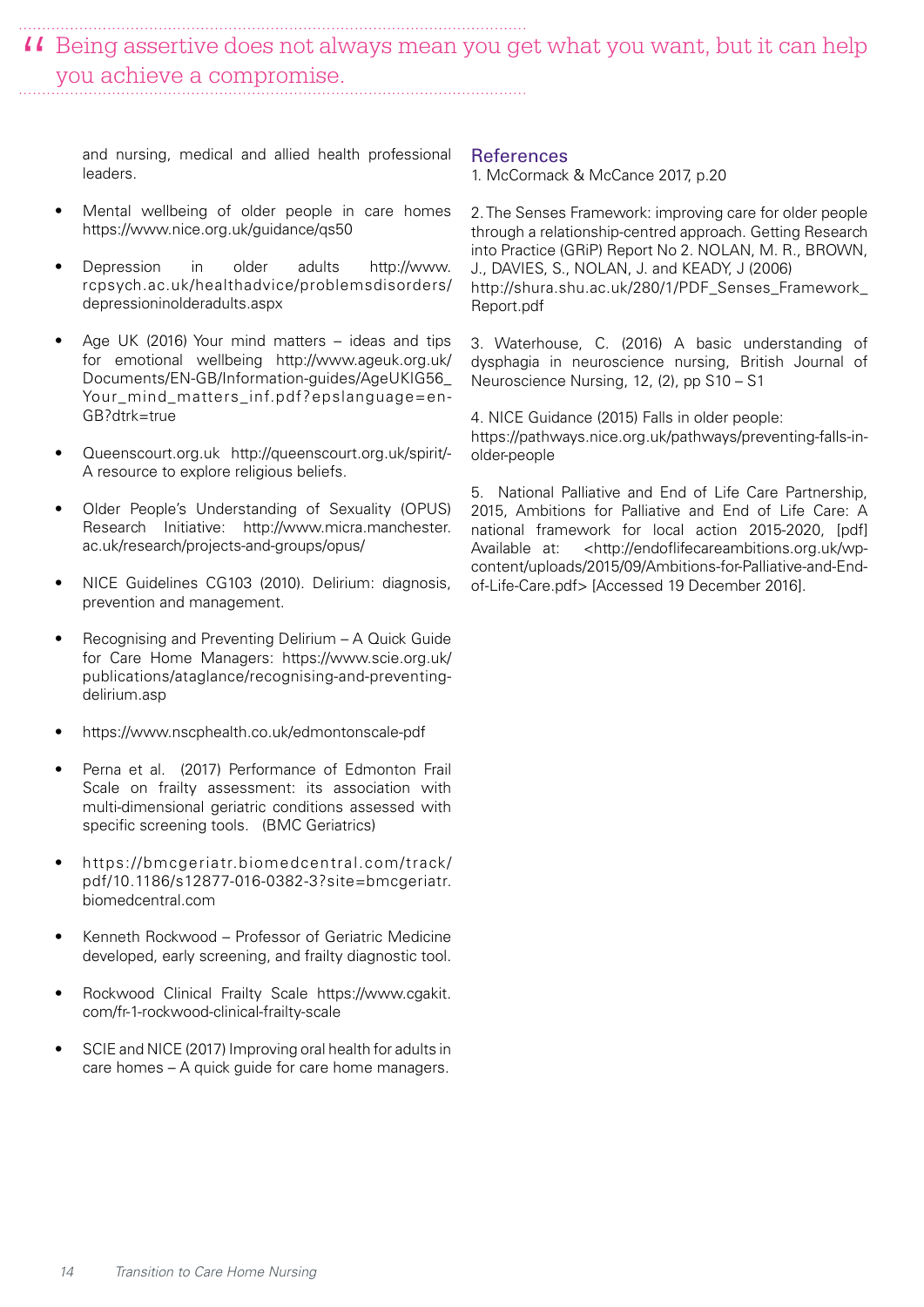> “ Being assertive does not always mean you get what you want, but it can help you achieve a compromise.

and nursing, medical and allied health professional leaders.

- Mental wellbeing of older people in care homes https://www.nice.org.uk/guidance/qs50
- Depression in older adults http://www.rcpsych.ac.uk/healthadvice/problemsdisorders/depressioninolderadults.aspx
- Age UK (2016) Your mind matters – ideas and tips for emotional wellbeing http://www.ageuk.org.uk/Documents/EN-GB/Information-guides/AgeUKIG56_Your_mind_matters_inf.pdf?epslanguage=en-GB?dtrk=true
- Queenscourt.org.uk http://queenscourt.org.uk/spirit/- A resource to explore religious beliefs.
- Older People’s Understanding of Sexuality (OPUS) Research Initiative: http://www.micra.manchester.ac.uk/research/projects-and-groups/opus/
- NICE Guidelines CG103 (2010). Delirium: diagnosis, prevention and management.
- Recognising and Preventing Delirium – A Quick Guide for Care Home Managers: https://www.scie.org.uk/publications/ataglance/recognising-and-preventing-delirium.asp
- https://www.nscphealth.co.uk/edmontonscale-pdf
- Perna et al. (2017) Performance of Edmonton Frail Scale on frailty assessment: its association with multi-dimensional geriatric conditions assessed with specific screening tools. (BMC Geriatrics)
- https://bmcgeriatr.biomedcentral.com/track/pdf/10.1186/s12877-016-0382-3?site=bmcgeriatr.biomedcentral.com
- Kenneth Rockwood – Professor of Geriatric Medicine developed, early screening, and frailty diagnostic tool.
- Rockwood Clinical Frailty Scale https://www.cgakit.com/fr-1-rockwood-clinical-frailty-scale
- SCIE and NICE (2017) Improving oral health for adults in care homes – A quick guide for care home managers.

## References

1. McCormack & McCance 2017, p.20

2. The Senses Framework: improving care for older people through a relationship-centred approach. Getting Research into Practice (GRiP) Report No 2. NOLAN, M. R., BROWN, J., DAVIES, S., NOLAN, J. and KEADY, J (2006) http://shura.shu.ac.uk/280/1/PDF_Senses_Framework_Report.pdf

3. Waterhouse, C. (2016) A basic understanding of dysphagia in neuroscience nursing, British Journal of Neuroscience Nursing, 12, (2), pp S10 – S1

4. NICE Guidance (2015) Falls in older people: https://pathways.nice.org.uk/pathways/preventing-falls-in-older-people

5. National Palliative and End of Life Care Partnership, 2015, Ambitions for Palliative and End of Life Care: A national framework for local action 2015-2020, [pdf] Available at: <http://endoflifecareambitions.org.uk/wp-content/uploads/2015/09/Ambitions-for-Palliative-and-End-of-Life-Care.pdf> [Accessed 19 December 2016].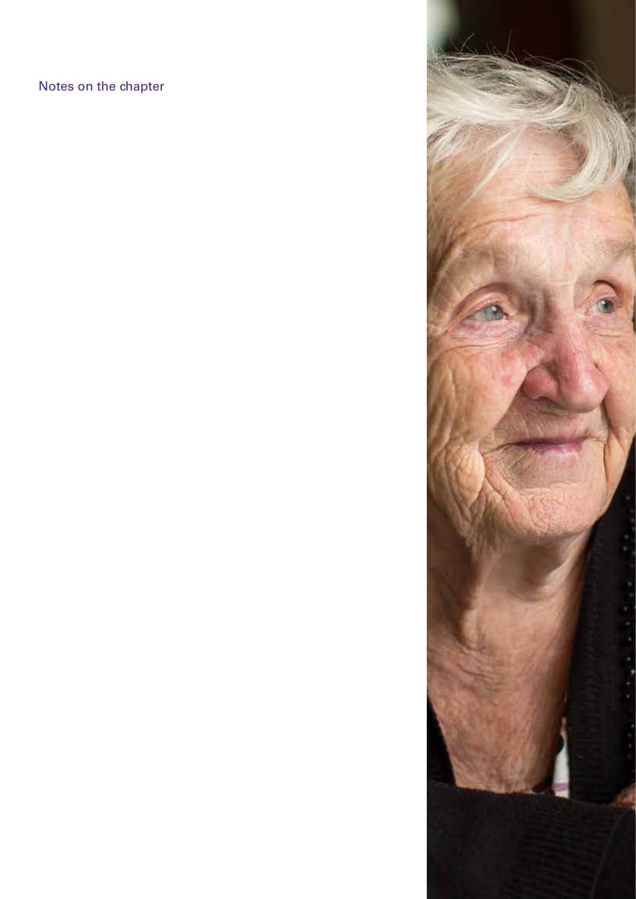Notes on the chapter